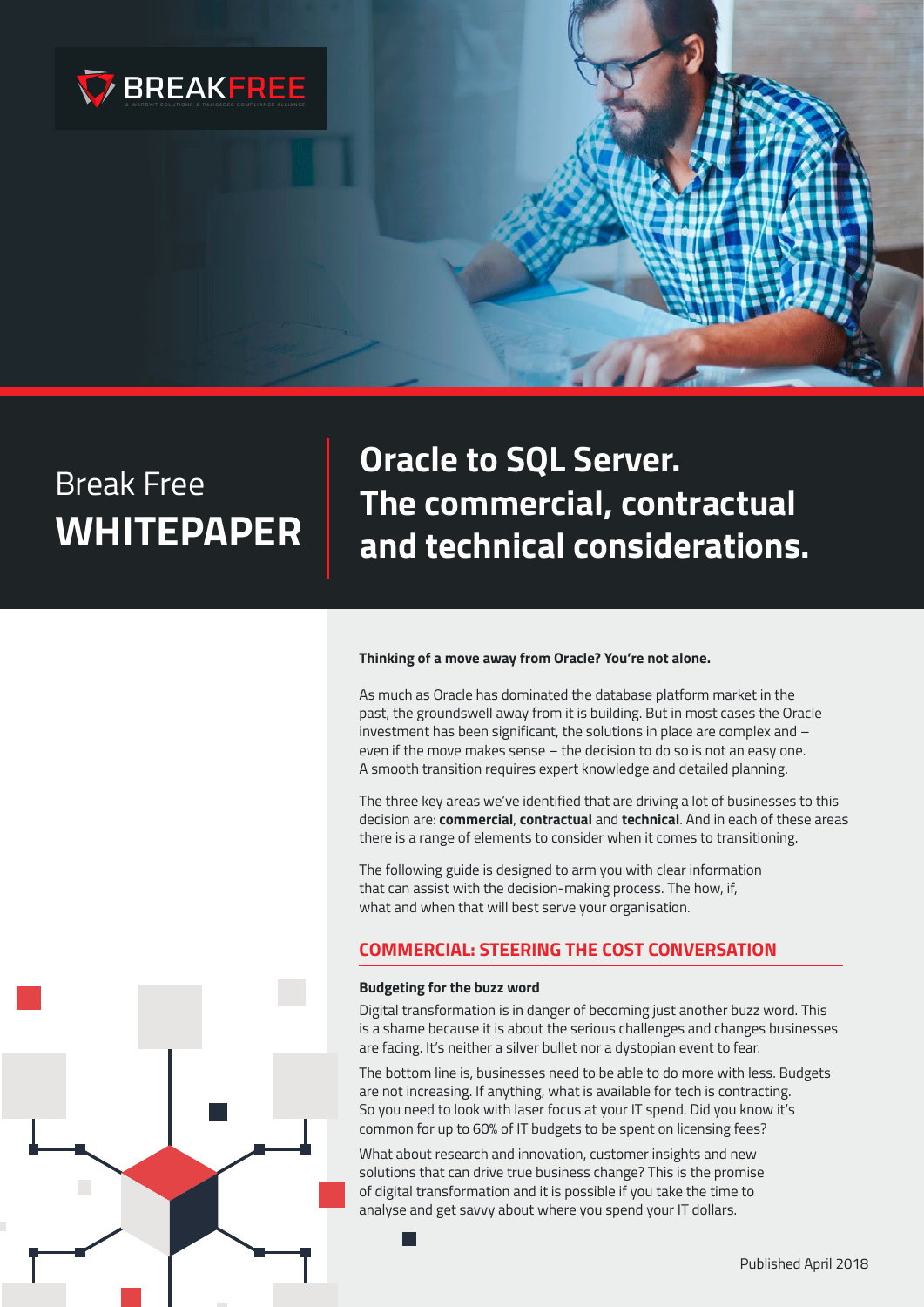BREAKFREE

A WAREFIT SOLUTIONS & PALISADES COMPLIANCE ALLIANCE

Break Free
**WHITEPAPER**

# Oracle to SQL Server. The commercial, contractual and technical considerations.

**Thinking of a move away from Oracle? You're not alone.**

As much as Oracle has dominated the database platform market in the past, the groundswell away from it is building. But in most cases the Oracle investment has been significant, the solutions in place are complex and – even if the move makes sense – the decision to do so is not an easy one. A smooth transition requires expert knowledge and detailed planning.

The three key areas we've identified that are driving a lot of businesses to this decision are: **commercial**, **contractual** and **technical**. And in each of these areas there is a range of elements to consider when it comes to transitioning.

The following guide is designed to arm you with clear information that can assist with the decision-making process. The how, if, what and when that will best serve your organisation.

## COMMERCIAL: STEERING THE COST CONVERSATION

### Budgeting for the buzz word

Digital transformation is in danger of becoming just another buzz word. This is a shame because it is about the serious challenges and changes businesses are facing. It's neither a silver bullet nor a dystopian event to fear.

The bottom line is, businesses need to be able to do more with less. Budgets are not increasing. If anything, what is available for tech is contracting. So you need to look with laser focus at your IT spend. Did you know it's common for up to 60% of IT budgets to be spent on licensing fees?

What about research and innovation, customer insights and new solutions that can drive true business change? This is the promise of digital transformation and it is possible if you take the time to analyse and get savvy about where you spend your IT dollars.

Published April 2018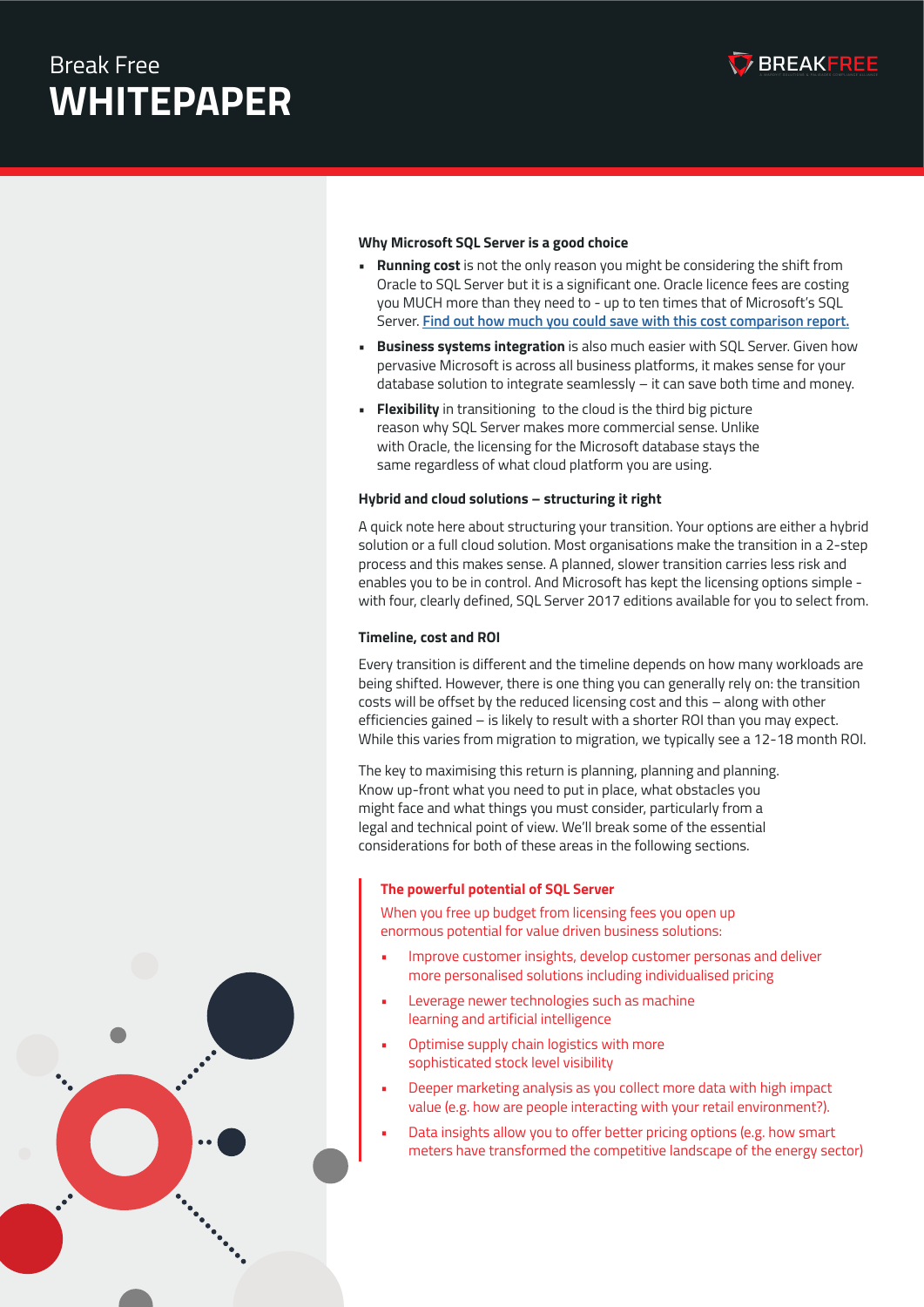### Why Microsoft SQL Server is a good choice

- **Running cost** is not the only reason you might be considering the shift from Oracle to SQL Server but it is a significant one. Oracle licence fees are costing you MUCH more than they need to - up to ten times that of Microsoft's SQL Server. **Find out how much you could save with this cost comparison report.**
- **Business systems integration** is also much easier with SQL Server. Given how pervasive Microsoft is across all business platforms, it makes sense for your database solution to integrate seamlessly – it can save both time and money.
- **Flexibility** in transitioning to the cloud is the third big picture reason why SQL Server makes more commercial sense. Unlike with Oracle, the licensing for the Microsoft database stays the same regardless of what cloud platform you are using.

### Hybrid and cloud solutions – structuring it right

A quick note here about structuring your transition. Your options are either a hybrid solution or a full cloud solution. Most organisations make the transition in a 2-step process and this makes sense. A planned, slower transition carries less risk and enables you to be in control. And Microsoft has kept the licensing options simple - with four, clearly defined, SQL Server 2017 editions available for you to select from.

### Timeline, cost and ROI

Every transition is different and the timeline depends on how many workloads are being shifted. However, there is one thing you can generally rely on: the transition costs will be offset by the reduced licensing cost and this – along with other efficiencies gained – is likely to result with a shorter ROI than you may expect. While this varies from migration to migration, we typically see a 12-18 month ROI.

The key to maximising this return is planning, planning and planning. Know up-front what you need to put in place, what obstacles you might face and what things you must consider, particularly from a legal and technical point of view. We'll break some of the essential considerations for both of these areas in the following sections.

### The powerful potential of SQL Server

When you free up budget from licensing fees you open up enormous potential for value driven business solutions:

- Improve customer insights, develop customer personas and deliver more personalised solutions including individualised pricing
- Leverage newer technologies such as machine learning and artificial intelligence
- Optimise supply chain logistics with more sophisticated stock level visibility
- Deeper marketing analysis as you collect more data with high impact value (e.g. how are people interacting with your retail environment?).
- Data insights allow you to offer better pricing options (e.g. how smart meters have transformed the competitive landscape of the energy sector)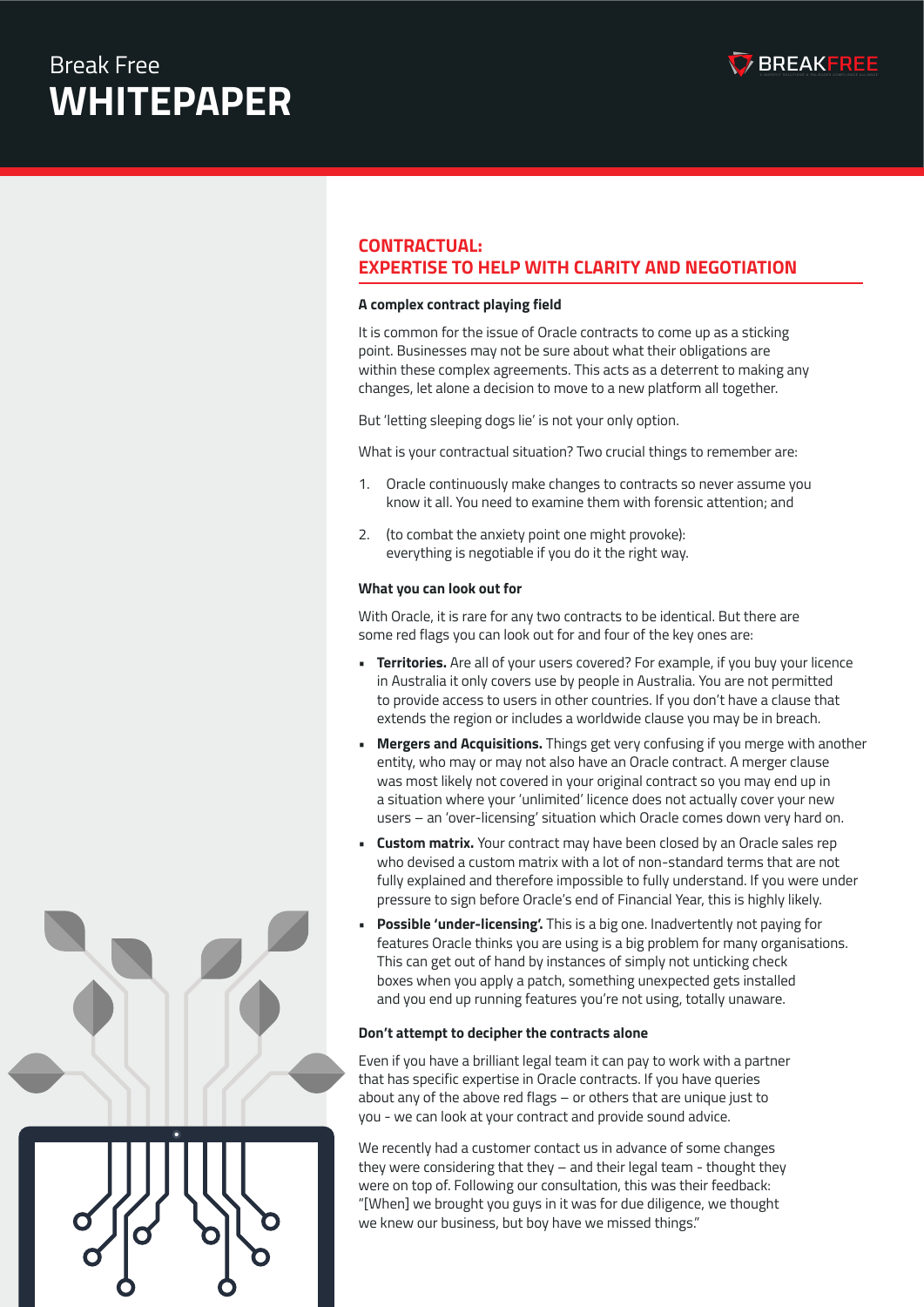## CONTRACTUAL: EXPERTISE TO HELP WITH CLARITY AND NEGOTIATION

### A complex contract playing field

It is common for the issue of Oracle contracts to come up as a sticking point. Businesses may not be sure about what their obligations are within these complex agreements. This acts as a deterrent to making any changes, let alone a decision to move to a new platform all together.

But 'letting sleeping dogs lie' is not your only option.

What is your contractual situation? Two crucial things to remember are:

1. Oracle continuously make changes to contracts so never assume you know it all. You need to examine them with forensic attention; and
2. (to combat the anxiety point one might provoke): everything is negotiable if you do it the right way.

### What you can look out for

With Oracle, it is rare for any two contracts to be identical. But there are some red flags you can look out for and four of the key ones are:

- **Territories.** Are all of your users covered? For example, if you buy your licence in Australia it only covers use by people in Australia. You are not permitted to provide access to users in other countries. If you don't have a clause that extends the region or includes a worldwide clause you may be in breach.
- **Mergers and Acquisitions.** Things get very confusing if you merge with another entity, who may or may not also have an Oracle contract. A merger clause was most likely not covered in your original contract so you may end up in a situation where your 'unlimited' licence does not actually cover your new users – an 'over-licensing' situation which Oracle comes down very hard on.
- **Custom matrix.** Your contract may have been closed by an Oracle sales rep who devised a custom matrix with a lot of non-standard terms that are not fully explained and therefore impossible to fully understand. If you were under pressure to sign before Oracle's end of Financial Year, this is highly likely.
- **Possible 'under-licensing'.** This is a big one. Inadvertently not paying for features Oracle thinks you are using is a big problem for many organisations. This can get out of hand by instances of simply not unticking check boxes when you apply a patch, something unexpected gets installed and you end up running features you're not using, totally unaware.

### Don't attempt to decipher the contracts alone

Even if you have a brilliant legal team it can pay to work with a partner that has specific expertise in Oracle contracts. If you have queries about any of the above red flags – or others that are unique just to you - we can look at your contract and provide sound advice.

We recently had a customer contact us in advance of some changes they were considering that they – and their legal team - thought they were on top of. Following our consultation, this was their feedback: "[When] we brought you guys in it was for due diligence, we thought we knew our business, but boy have we missed things."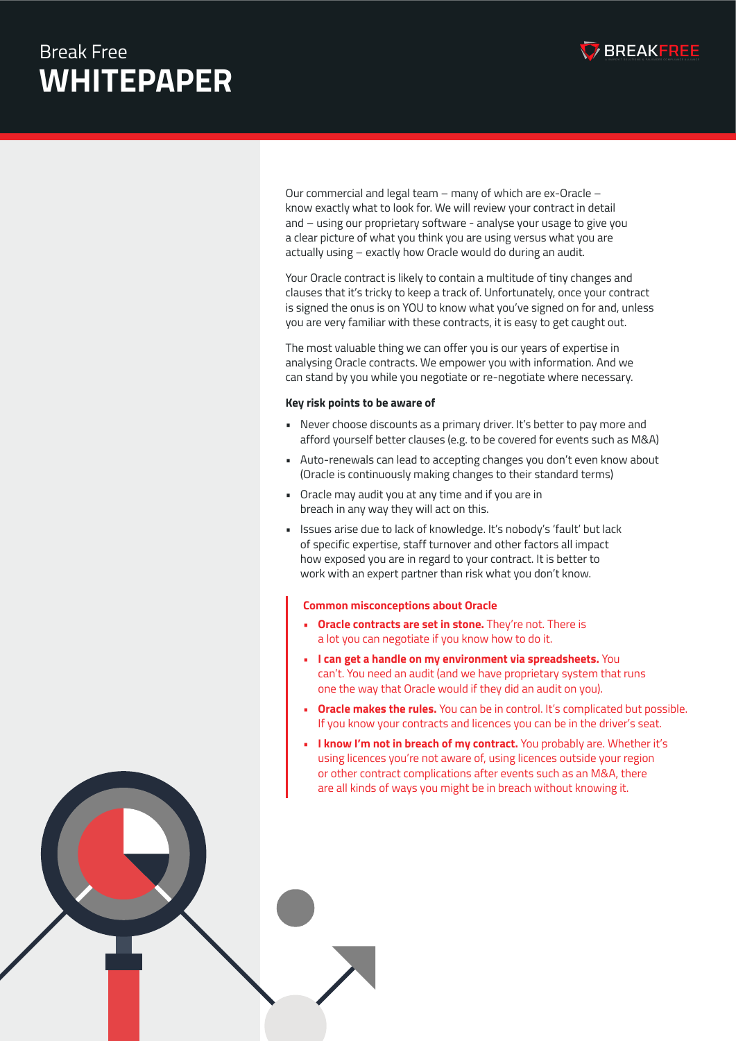Our commercial and legal team – many of which are ex-Oracle – know exactly what to look for. We will review your contract in detail and – using our proprietary software - analyse your usage to give you a clear picture of what you think you are using versus what you are actually using – exactly how Oracle would do during an audit.

Your Oracle contract is likely to contain a multitude of tiny changes and clauses that it's tricky to keep a track of. Unfortunately, once your contract is signed the onus is on YOU to know what you've signed on for and, unless you are very familiar with these contracts, it is easy to get caught out.

The most valuable thing we can offer you is our years of expertise in analysing Oracle contracts. We empower you with information. And we can stand by you while you negotiate or re-negotiate where necessary.

### Key risk points to be aware of

- Never choose discounts as a primary driver. It's better to pay more and afford yourself better clauses (e.g. to be covered for events such as M&A)
- Auto-renewals can lead to accepting changes you don't even know about (Oracle is continuously making changes to their standard terms)
- Oracle may audit you at any time and if you are in breach in any way they will act on this.
- Issues arise due to lack of knowledge. It's nobody's 'fault' but lack of specific expertise, staff turnover and other factors all impact how exposed you are in regard to your contract. It is better to work with an expert partner than risk what you don't know.

### Common misconceptions about Oracle

- **Oracle contracts are set in stone.** They're not. There is a lot you can negotiate if you know how to do it.
- **I can get a handle on my environment via spreadsheets.** You can't. You need an audit (and we have proprietary system that runs one the way that Oracle would if they did an audit on you).
- **Oracle makes the rules.** You can be in control. It's complicated but possible. If you know your contracts and licences you can be in the driver's seat.
- **I know I'm not in breach of my contract.** You probably are. Whether it's using licences you're not aware of, using licences outside your region or other contract complications after events such as an M&A, there are all kinds of ways you might be in breach without knowing it.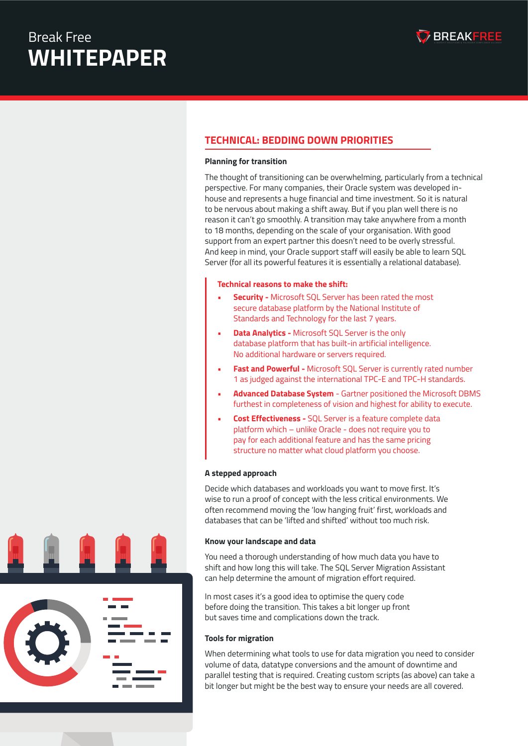## TECHNICAL: BEDDING DOWN PRIORITIES

### Planning for transition

The thought of transitioning can be overwhelming, particularly from a technical perspective. For many companies, their Oracle system was developed in-house and represents a huge financial and time investment. So it is natural to be nervous about making a shift away. But if you plan well there is no reason it can't go smoothly. A transition may take anywhere from a month to 18 months, depending on the scale of your organisation. With good support from an expert partner this doesn't need to be overly stressful. And keep in mind, your Oracle support staff will easily be able to learn SQL Server (for all its powerful features it is essentially a relational database).

**Technical reasons to make the shift:**

- **Security -** Microsoft SQL Server has been rated the most secure database platform by the National Institute of Standards and Technology for the last 7 years.
- **Data Analytics -** Microsoft SQL Server is the only database platform that has built-in artificial intelligence. No additional hardware or servers required.
- **Fast and Powerful -** Microsoft SQL Server is currently rated number 1 as judged against the international TPC-E and TPC-H standards.
- **Advanced Database System** - Gartner positioned the Microsoft DBMS furthest in completeness of vision and highest for ability to execute.
- **Cost Effectiveness -** SQL Server is a feature complete data platform which – unlike Oracle - does not require you to pay for each additional feature and has the same pricing structure no matter what cloud platform you choose.

### A stepped approach

Decide which databases and workloads you want to move first. It's wise to run a proof of concept with the less critical environments. We often recommend moving the 'low hanging fruit' first, workloads and databases that can be 'lifted and shifted' without too much risk.

### Know your landscape and data

You need a thorough understanding of how much data you have to shift and how long this will take. The SQL Server Migration Assistant can help determine the amount of migration effort required.

In most cases it's a good idea to optimise the query code before doing the transition. This takes a bit longer up front but saves time and complications down the track.

### Tools for migration

When determining what tools to use for data migration you need to consider volume of data, datatype conversions and the amount of downtime and parallel testing that is required. Creating custom scripts (as above) can take a bit longer but might be the best way to ensure your needs are all covered.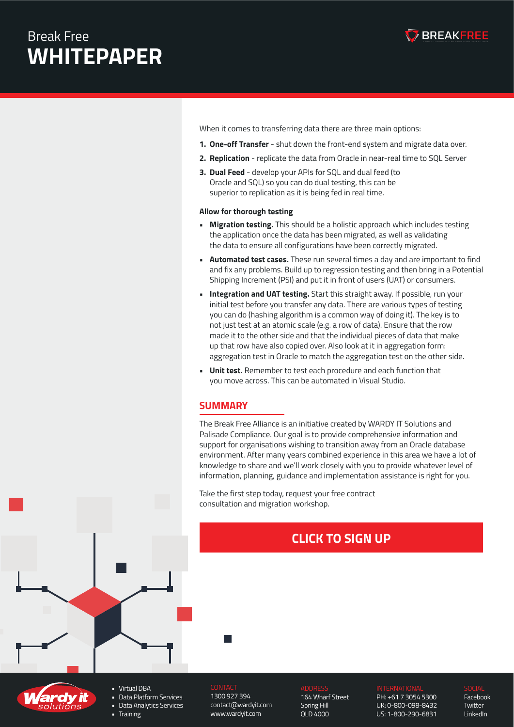When it comes to transferring data there are three main options:

1. **One-off Transfer** - shut down the front-end system and migrate data over.
2. **Replication** - replicate the data from Oracle in near-real time to SQL Server
3. **Dual Feed** - develop your APIs for SQL and dual feed (to Oracle and SQL) so you can do dual testing, this can be superior to replication as it is being fed in real time.

**Allow for thorough testing**

- **Migration testing.** This should be a holistic approach which includes testing the application once the data has been migrated, as well as validating the data to ensure all configurations have been correctly migrated.
- **Automated test cases.** These run several times a day and are important to find and fix any problems. Build up to regression testing and then bring in a Potential Shipping Increment (PSI) and put it in front of users (UAT) or consumers.
- **Integration and UAT testing.** Start this straight away. If possible, run your initial test before you transfer any data. There are various types of testing you can do (hashing algorithm is a common way of doing it). The key is to not just test at an atomic scale (e.g. a row of data). Ensure that the row made it to the other side and that the individual pieces of data that make up that row have also copied over. Also look at it in aggregation form: aggregation test in Oracle to match the aggregation test on the other side.
- **Unit test.** Remember to test each procedure and each function that you move across. This can be automated in Visual Studio.

## SUMMARY

The Break Free Alliance is an initiative created by WARDY IT Solutions and Palisade Compliance. Our goal is to provide comprehensive information and support for organisations wishing to transition away from an Oracle database environment. After many years combined experience in this area we have a lot of knowledge to share and we'll work closely with you to provide whatever level of information, planning, guidance and implementation assistance is right for you.

Take the first step today, request your free contract consultation and migration workshop.

**CLICK TO SIGN UP**

- Virtual DBA
- Data Platform Services
- Data Analytics Services
- Training

CONTACT
1300 927 394
contact@wardyit.com
www.wardyit.com

ADDRESS
164 Wharf Street
Spring Hill
QLD 4000

INTERNATIONAL
PH: +61 7 3054 5300
UK: 0-800-098-8432
US: 1-800-290-6831

SOCIAL
Facebook
Twitter
LinkedIn